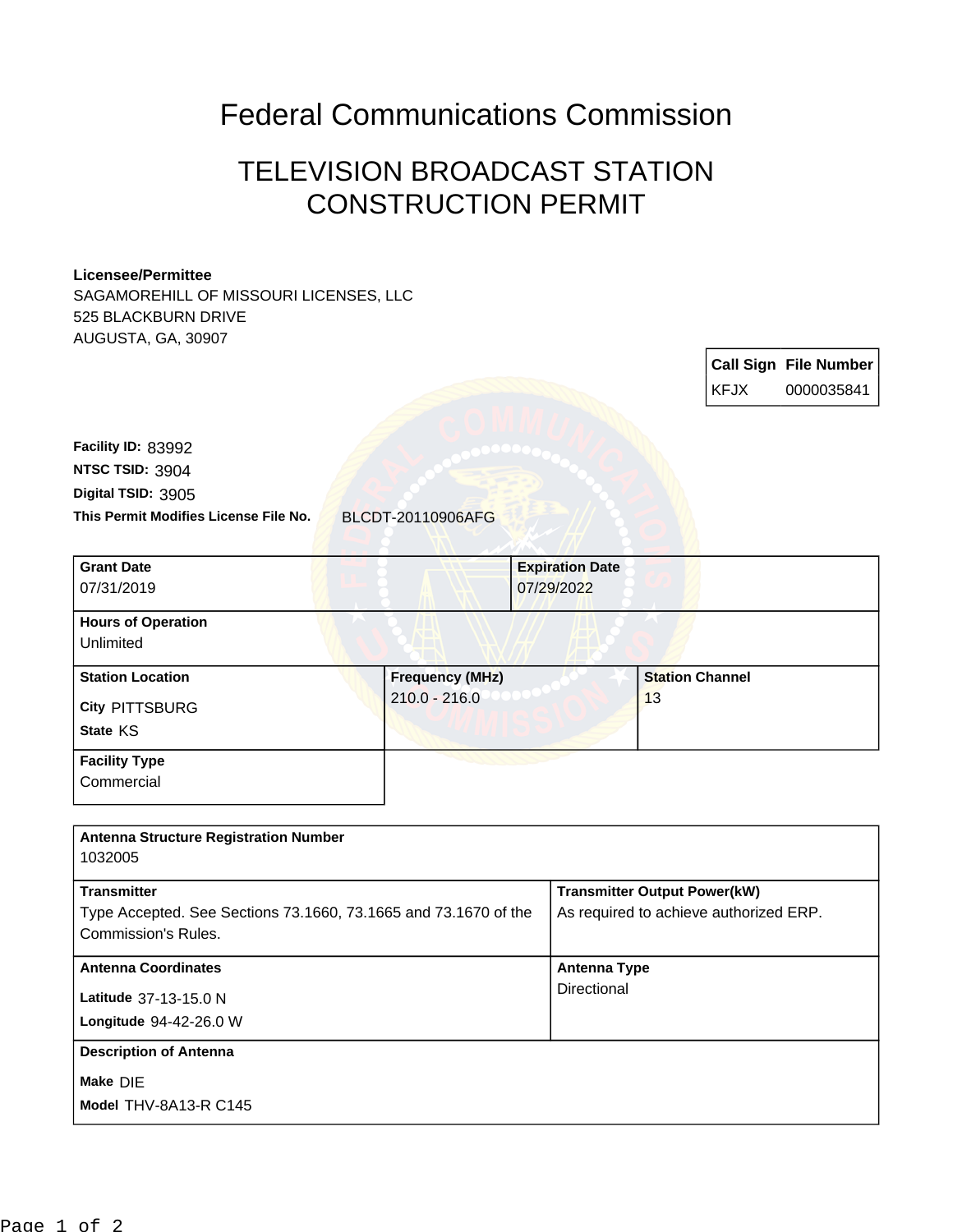# Federal Communications Commission

## TELEVISION BROADCAST STATION CONSTRUCTION PERMIT

**Licensee/Permittee**
SAGAMOREHILL OF MISSOURI LICENSES, LLC
525 BLACKBURN DRIVE
AUGUSTA, GA, 30907

| Call Sign | File Number |
| --- | --- |
| KFJX | 0000035841 |

**Facility ID:** 83992
**NTSC TSID:** 3904
**Digital TSID:** 3905
**This Permit Modifies License File No.** BLCDT-20110906AFG

| Grant Date | Expiration Date |
| --- | --- |
| 07/31/2019 | 07/29/2022 |

**Hours of Operation**
Unlimited

| Station Location | Frequency (MHz) | Station Channel |
| --- | --- | --- |
| **City** PITTSBURG<br>**State** KS | 210.0 - 216.0 | 13 |

**Facility Type**
Commercial

**Antenna Structure Registration Number**
1032005

| Transmitter | Transmitter Output Power(kW) |
| --- | --- |
| Type Accepted. See Sections 73.1660, 73.1665 and 73.1670 of the Commission's Rules. | As required to achieve authorized ERP. |

| Antenna Coordinates | Antenna Type |
| --- | --- |
| **Latitude** 37-13-15.0 N<br>**Longitude** 94-42-26.0 W | Directional |

**Description of Antenna**
**Make** DIE
**Model** THV-8A13-R C145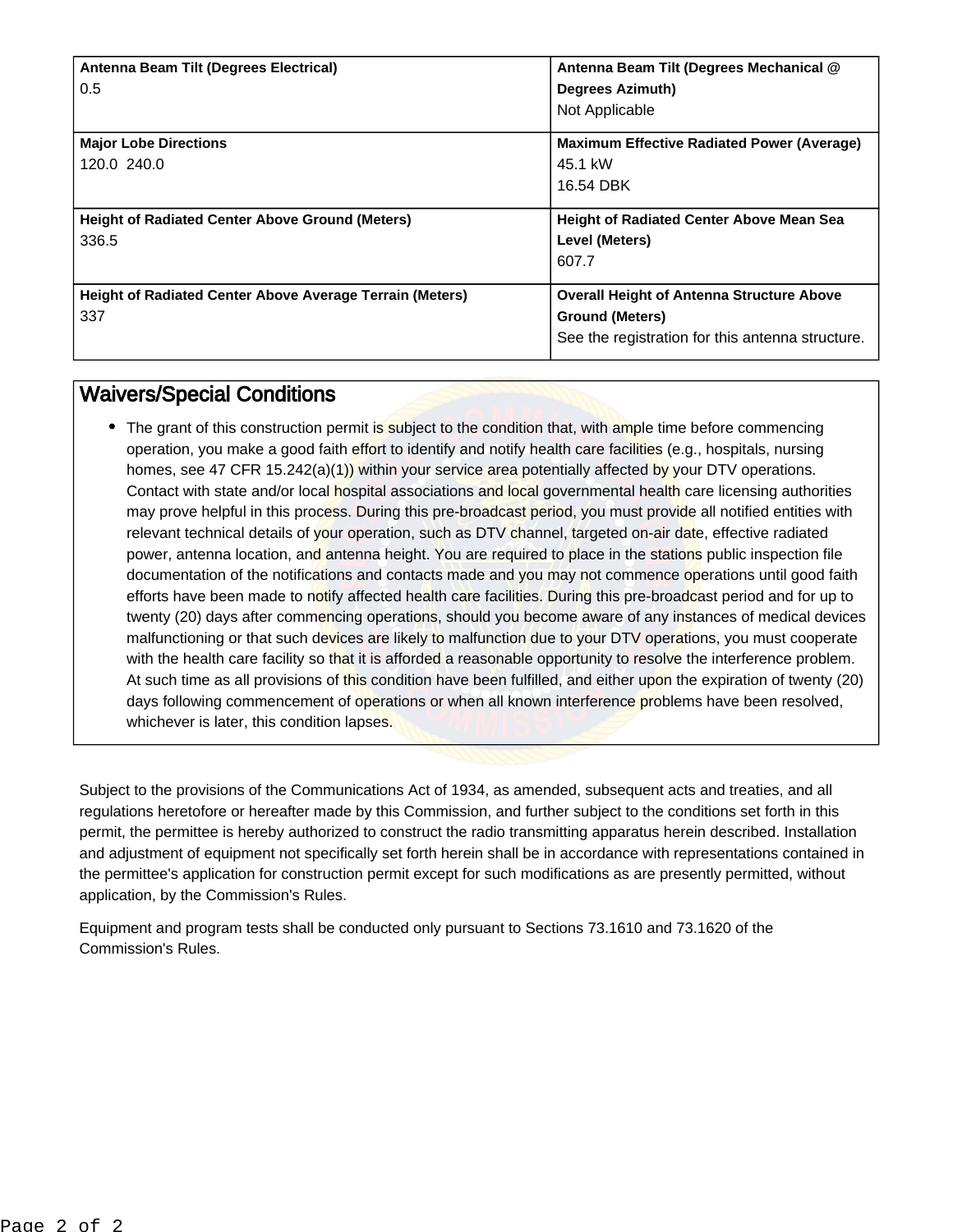| | |
|---|---|
| **Antenna Beam Tilt (Degrees Electrical)**<br>0.5 | **Antenna Beam Tilt (Degrees Mechanical @ Degrees Azimuth)**<br>Not Applicable |
| **Major Lobe Directions**<br>120.0 240.0 | **Maximum Effective Radiated Power (Average)**<br>45.1 kW<br>16.54 DBK |
| **Height of Radiated Center Above Ground (Meters)**<br>336.5 | **Height of Radiated Center Above Mean Sea Level (Meters)**<br>607.7 |
| **Height of Radiated Center Above Average Terrain (Meters)**<br>337 | **Overall Height of Antenna Structure Above Ground (Meters)**<br>See the registration for this antenna structure. |

## Waivers/Special Conditions

- The grant of this construction permit is subject to the condition that, with ample time before commencing operation, you make a good faith effort to identify and notify health care facilities (e.g., hospitals, nursing homes, see 47 CFR 15.242(a)(1)) within your service area potentially affected by your DTV operations. Contact with state and/or local hospital associations and local governmental health care licensing authorities may prove helpful in this process. During this pre-broadcast period, you must provide all notified entities with relevant technical details of your operation, such as DTV channel, targeted on-air date, effective radiated power, antenna location, and antenna height. You are required to place in the stations public inspection file documentation of the notifications and contacts made and you may not commence operations until good faith efforts have been made to notify affected health care facilities. During this pre-broadcast period and for up to twenty (20) days after commencing operations, should you become aware of any instances of medical devices malfunctioning or that such devices are likely to malfunction due to your DTV operations, you must cooperate with the health care facility so that it is afforded a reasonable opportunity to resolve the interference problem. At such time as all provisions of this condition have been fulfilled, and either upon the expiration of twenty (20) days following commencement of operations or when all known interference problems have been resolved, whichever is later, this condition lapses.

Subject to the provisions of the Communications Act of 1934, as amended, subsequent acts and treaties, and all regulations heretofore or hereafter made by this Commission, and further subject to the conditions set forth in this permit, the permittee is hereby authorized to construct the radio transmitting apparatus herein described. Installation and adjustment of equipment not specifically set forth herein shall be in accordance with representations contained in the permittee's application for construction permit except for such modifications as are presently permitted, without application, by the Commission's Rules.

Equipment and program tests shall be conducted only pursuant to Sections 73.1610 and 73.1620 of the Commission's Rules.